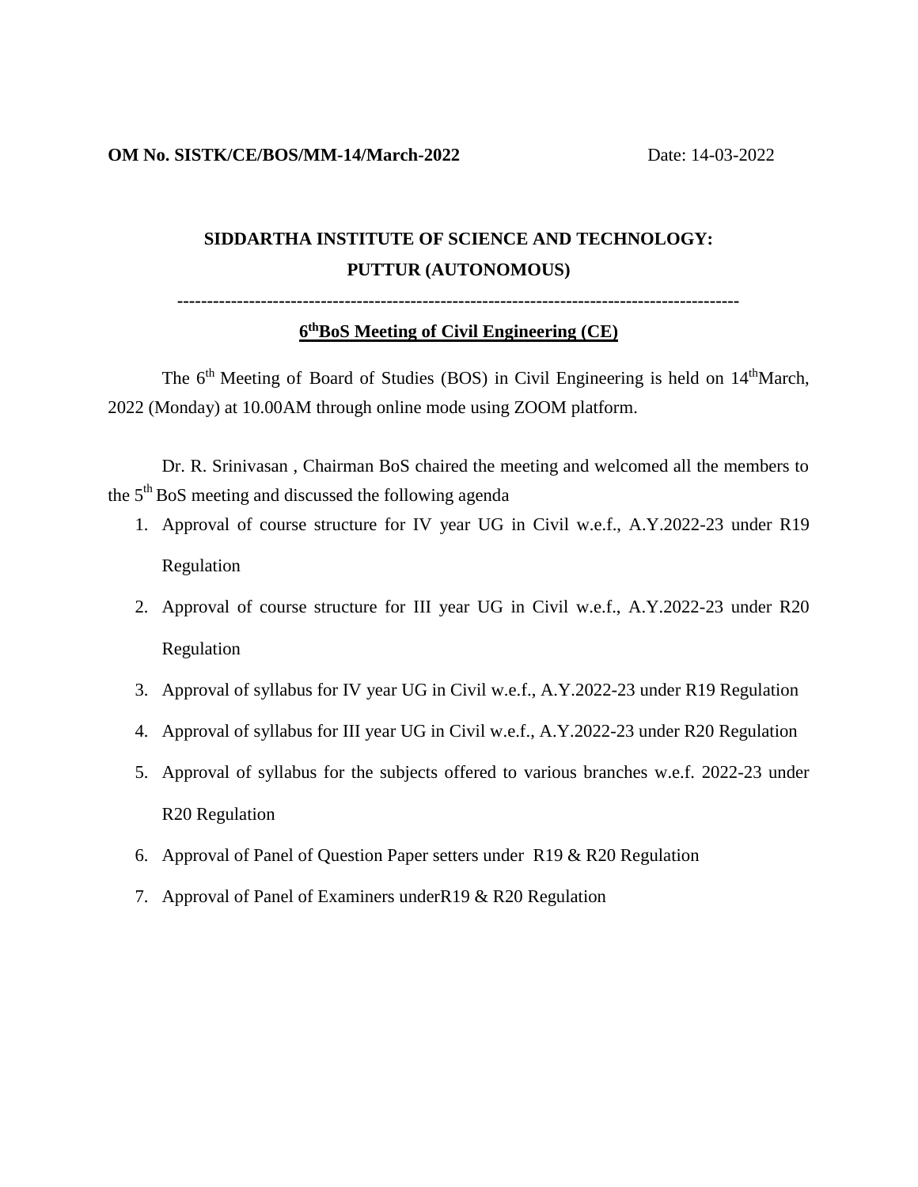**OM No. SISTK/CE/BOS/MM-14/March-2022** Date: 14-03-2022

## SIDDARTHA INSTITUTE OF SCIENCE AND TECHNOLOGY: PUTTUR (AUTONOMOUS)

---

### 6th BoS Meeting of Civil Engineering (CE)

The 6th Meeting of Board of Studies (BOS) in Civil Engineering is held on 14th March, 2022 (Monday) at 10.00AM through online mode using ZOOM platform.

Dr. R. Srinivasan , Chairman BoS chaired the meeting and welcomed all the members to the 5th BoS meeting and discussed the following agenda

1. Approval of course structure for IV year UG in Civil w.e.f., A.Y.2022-23 under R19 Regulation
2. Approval of course structure for III year UG in Civil w.e.f., A.Y.2022-23 under R20 Regulation
3. Approval of syllabus for IV year UG in Civil w.e.f., A.Y.2022-23 under R19 Regulation
4. Approval of syllabus for III year UG in Civil w.e.f., A.Y.2022-23 under R20 Regulation
5. Approval of syllabus for the subjects offered to various branches w.e.f. 2022-23 under R20 Regulation
6. Approval of Panel of Question Paper setters under R19 & R20 Regulation
7. Approval of Panel of Examiners underR19 & R20 Regulation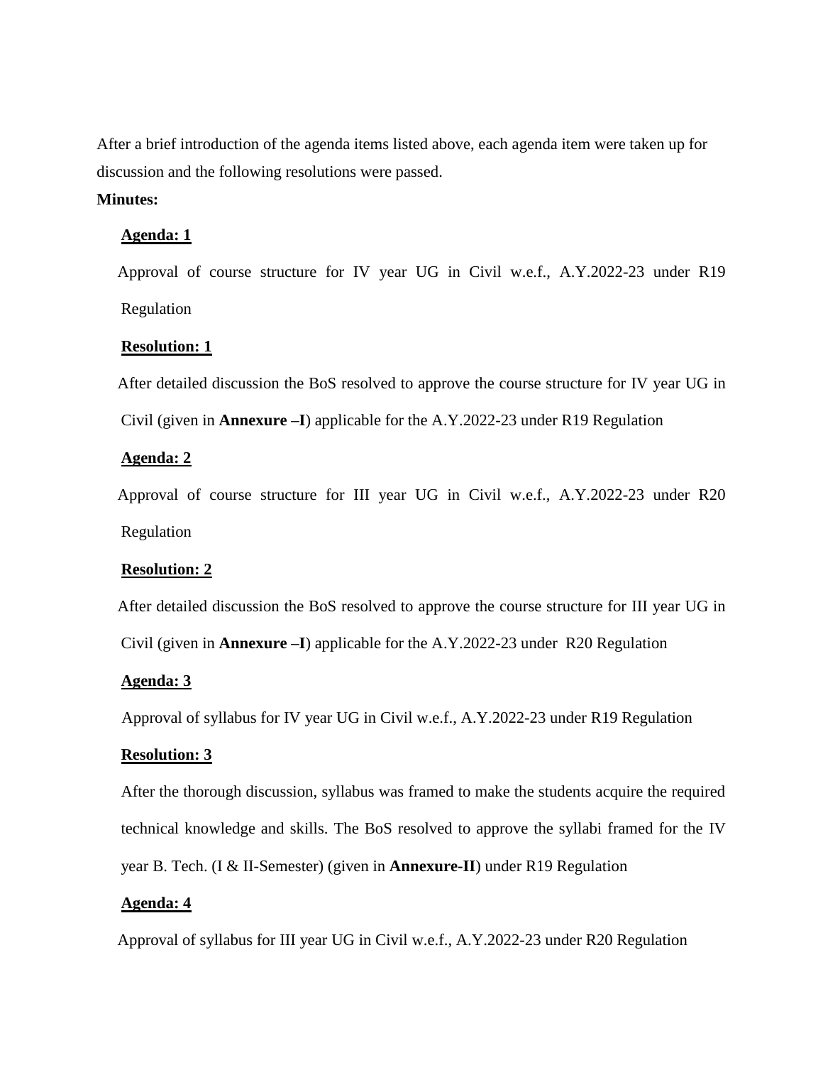After a brief introduction of the agenda items listed above, each agenda item were taken up for discussion and the following resolutions were passed.

**Minutes:**

**Agenda: 1**

Approval of course structure for IV year UG in Civil w.e.f., A.Y.2022-23 under R19 Regulation

**Resolution: 1**

After detailed discussion the BoS resolved to approve the course structure for IV year UG in Civil (given in **Annexure –I**) applicable for the A.Y.2022-23 under R19 Regulation

**Agenda: 2**

Approval of course structure for III year UG in Civil w.e.f., A.Y.2022-23 under R20 Regulation

**Resolution: 2**

After detailed discussion the BoS resolved to approve the course structure for III year UG in Civil (given in **Annexure –I**) applicable for the A.Y.2022-23 under R20 Regulation

**Agenda: 3**

Approval of syllabus for IV year UG in Civil w.e.f., A.Y.2022-23 under R19 Regulation

**Resolution: 3**

After the thorough discussion, syllabus was framed to make the students acquire the required technical knowledge and skills. The BoS resolved to approve the syllabi framed for the IV year B. Tech. (I & II-Semester) (given in **Annexure-II**) under R19 Regulation

**Agenda: 4**

Approval of syllabus for III year UG in Civil w.e.f., A.Y.2022-23 under R20 Regulation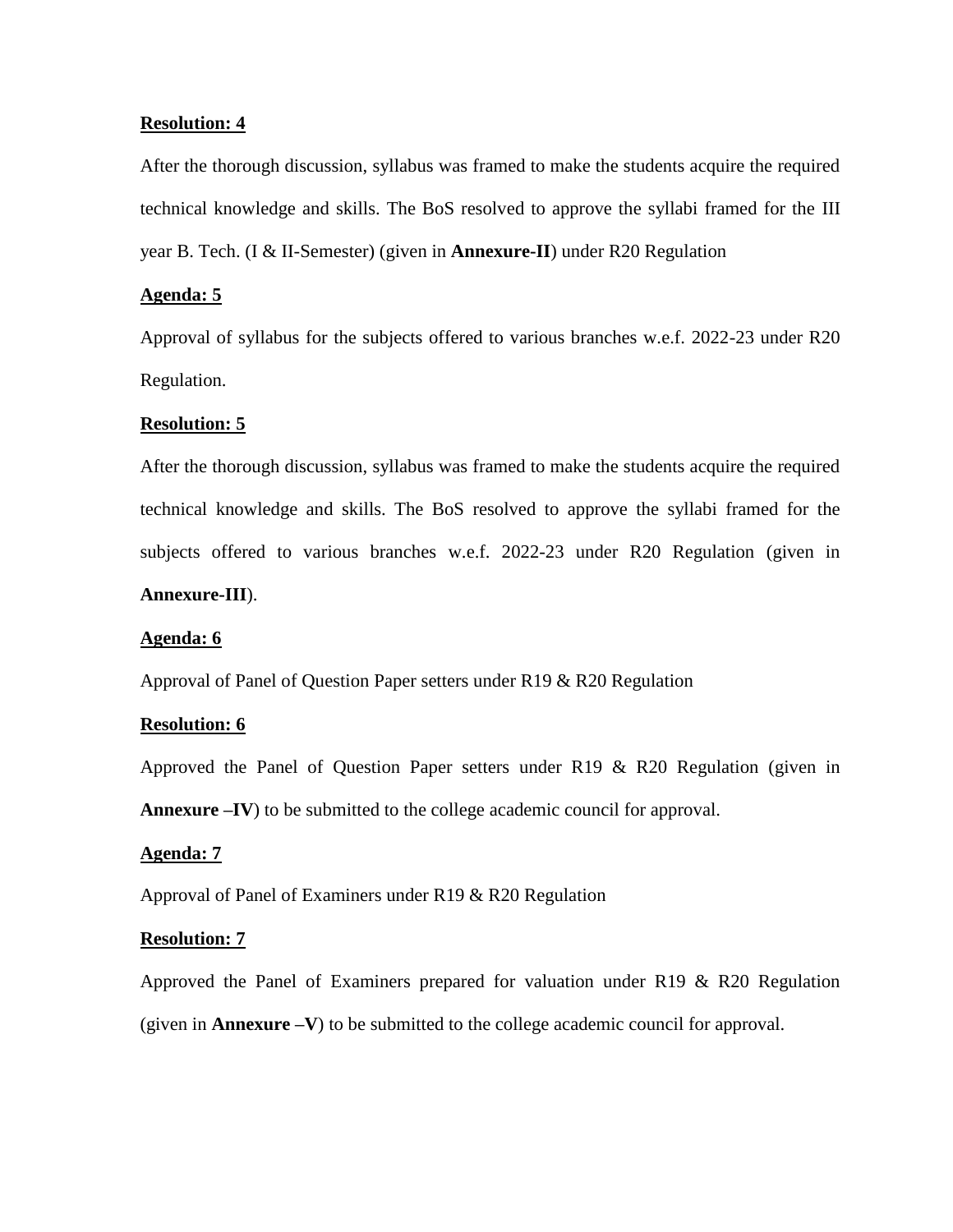**Resolution: 4**

After the thorough discussion, syllabus was framed to make the students acquire the required technical knowledge and skills. The BoS resolved to approve the syllabi framed for the III year B. Tech. (I & II-Semester) (given in **Annexure-II**) under R20 Regulation

**Agenda: 5**

Approval of syllabus for the subjects offered to various branches w.e.f. 2022-23 under R20 Regulation.

**Resolution: 5**

After the thorough discussion, syllabus was framed to make the students acquire the required technical knowledge and skills. The BoS resolved to approve the syllabi framed for the subjects offered to various branches w.e.f. 2022-23 under R20 Regulation (given in **Annexure-III**).

**Agenda: 6**

Approval of Panel of Question Paper setters under R19 & R20 Regulation

**Resolution: 6**

Approved the Panel of Question Paper setters under R19 & R20 Regulation (given in **Annexure –IV**) to be submitted to the college academic council for approval.

**Agenda: 7**

Approval of Panel of Examiners under R19 & R20 Regulation

**Resolution: 7**

Approved the Panel of Examiners prepared for valuation under R19 & R20 Regulation (given in **Annexure –V**) to be submitted to the college academic council for approval.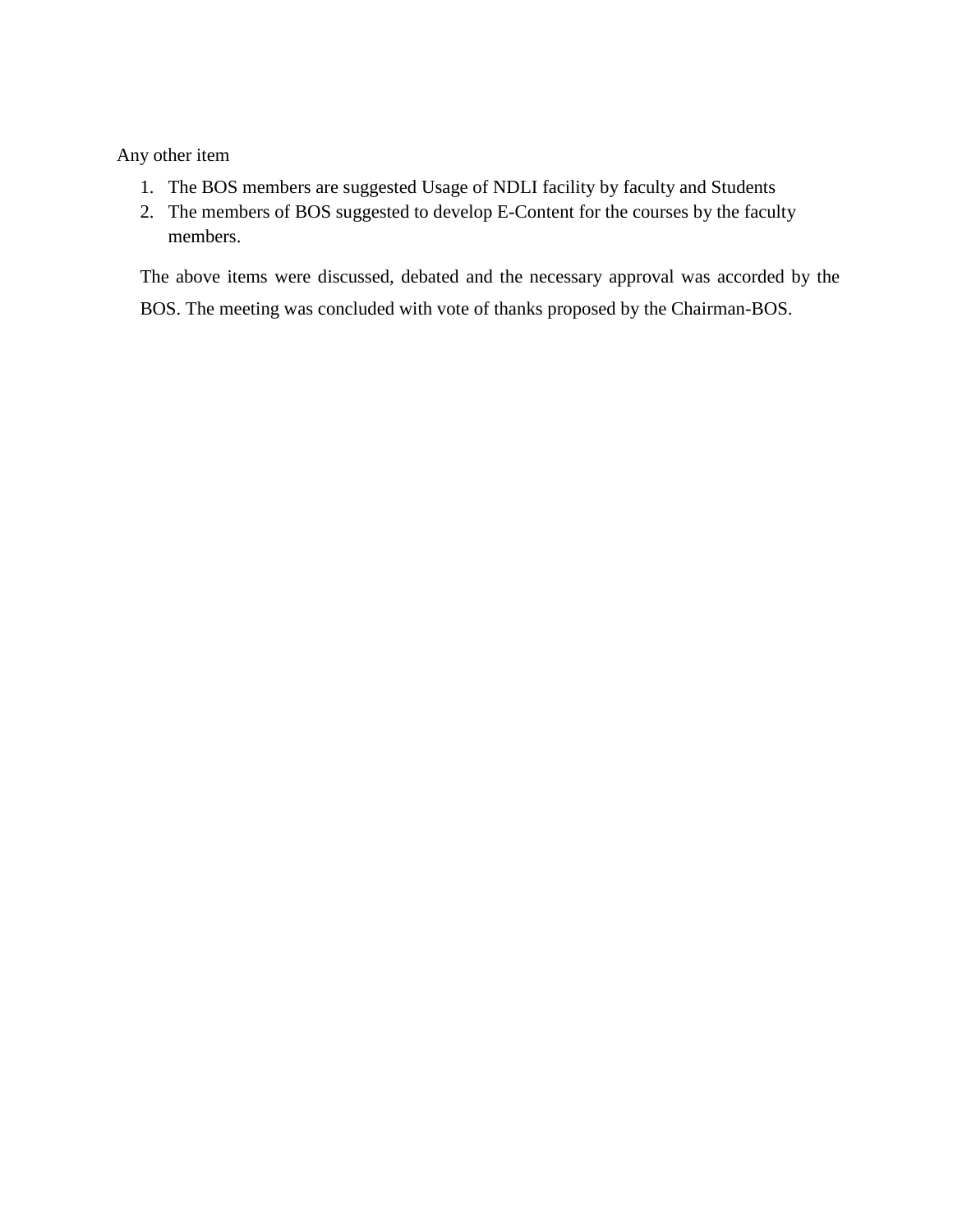Any other item

1. The BOS members are suggested Usage of NDLI facility by faculty and Students
2. The members of BOS suggested to develop E-Content for the courses by the faculty members.

The above items were discussed, debated and the necessary approval was accorded by the BOS. The meeting was concluded with vote of thanks proposed by the Chairman-BOS.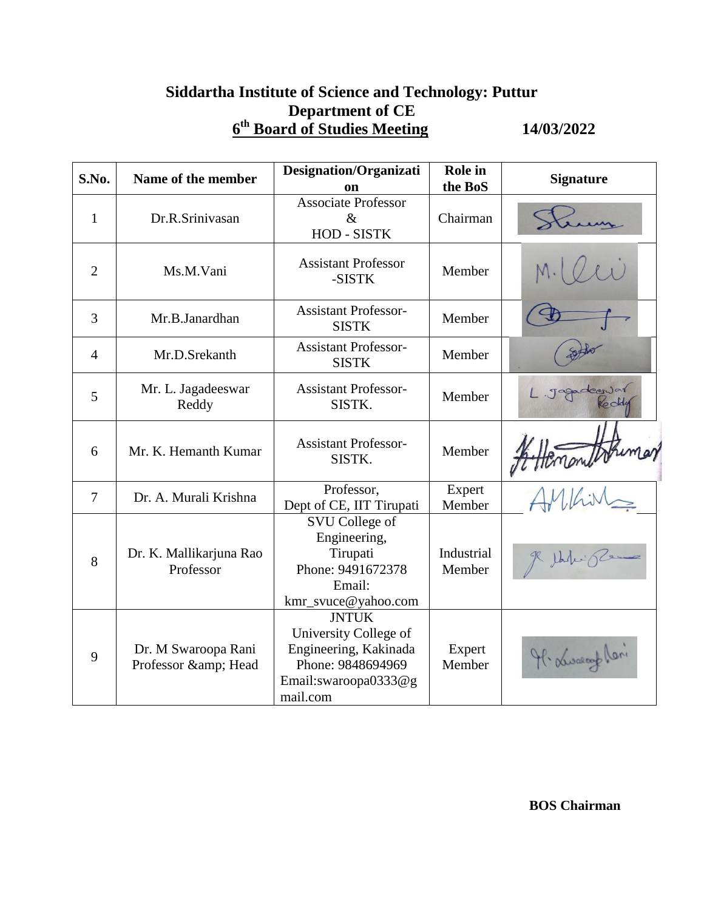# Siddartha Institute of Science and Technology: Puttur
## Department of CE
## 6th Board of Studies Meeting 14/03/2022

| S.No. | Name of the member | Designation/Organization | Role in the BoS | Signature |
|---|---|---|---|---|
| 1 | Dr.R.Srinivasan | Associate Professor & HOD - SISTK | Chairman | |
| 2 | Ms.M.Vani | Assistant Professor -SISTK | Member | |
| 3 | Mr.B.Janardhan | Assistant Professor-SISTK | Member | |
| 4 | Mr.D.Srekanth | Assistant Professor-SISTK | Member | |
| 5 | Mr. L. Jagadeeswar Reddy | Assistant Professor-SISTK. | Member | |
| 6 | Mr. K. Hemanth Kumar | Assistant Professor-SISTK. | Member | |
| 7 | Dr. A. Murali Krishna | Professor, Dept of CE, IIT Tirupati | Expert Member | |
| 8 | Dr. K. Mallikarjuna Rao Professor | SVU College of Engineering, Tirupati Phone: 9491672378 Email: kmr_svuce@yahoo.com | Industrial Member | |
| 9 | Dr. M Swaroopa Rani Professor &amp; Head | JNTUK University College of Engineering, Kakinada Phone: 9848694969 Email:swaroopa0333@gmail.com | Expert Member | |

**BOS Chairman**